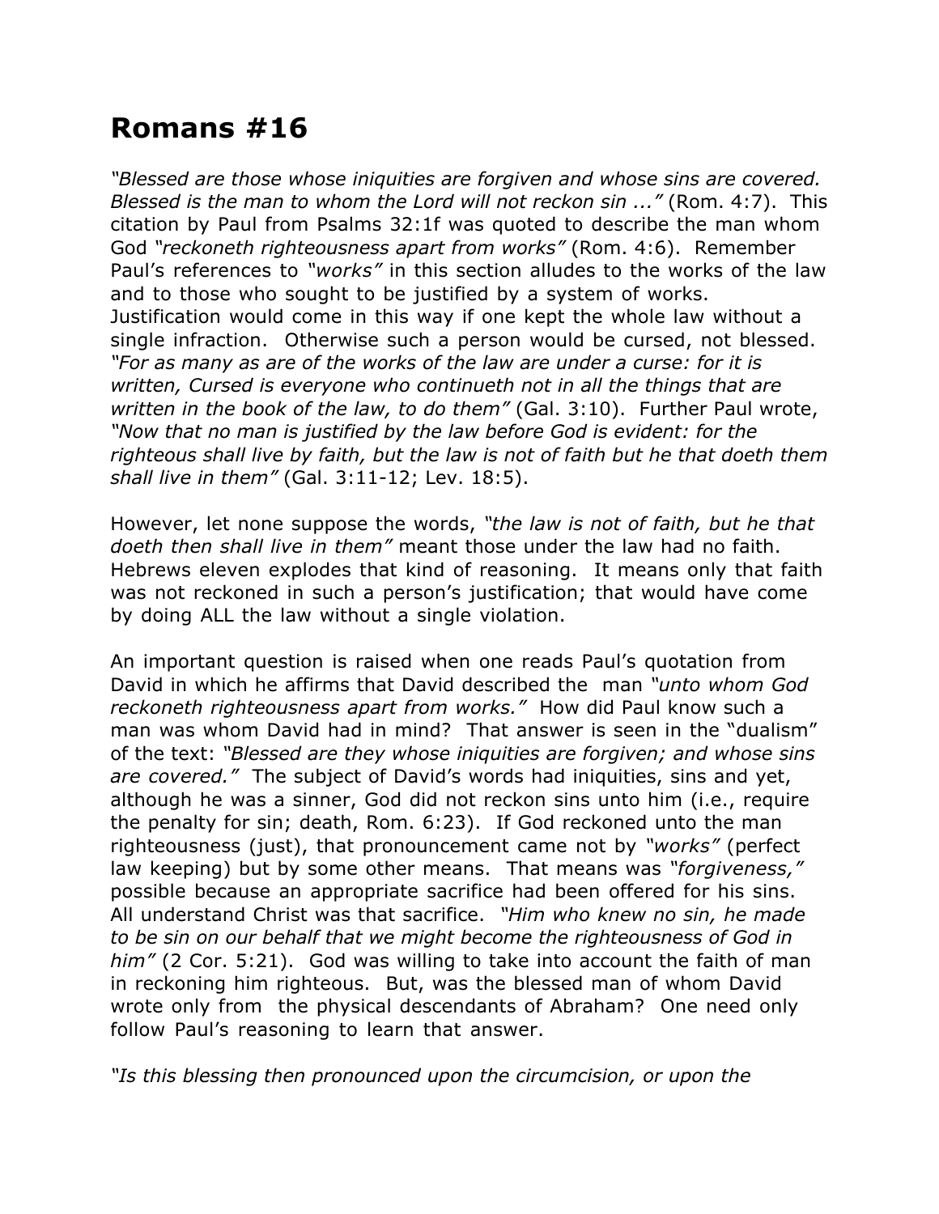# Romans #16

*"Blessed are those whose iniquities are forgiven and whose sins are covered. Blessed is the man to whom the Lord will not reckon sin ..."* (Rom. 4:7). This citation by Paul from Psalms 32:1f was quoted to describe the man whom God *"reckoneth righteousness apart from works"* (Rom. 4:6). Remember Paul's references to *"works"* in this section alludes to the works of the law and to those who sought to be justified by a system of works. Justification would come in this way if one kept the whole law without a single infraction. Otherwise such a person would be cursed, not blessed. *"For as many as are of the works of the law are under a curse: for it is written, Cursed is everyone who continueth not in all the things that are written in the book of the law, to do them"* (Gal. 3:10). Further Paul wrote, *"Now that no man is justified by the law before God is evident: for the righteous shall live by faith, but the law is not of faith but he that doeth them shall live in them"* (Gal. 3:11-12; Lev. 18:5).

However, let none suppose the words, *"the law is not of faith, but he that doeth then shall live in them"* meant those under the law had no faith. Hebrews eleven explodes that kind of reasoning. It means only that faith was not reckoned in such a person's justification; that would have come by doing ALL the law without a single violation.

An important question is raised when one reads Paul's quotation from David in which he affirms that David described the man *"unto whom God reckoneth righteousness apart from works."* How did Paul know such a man was whom David had in mind? That answer is seen in the "dualism" of the text: *"Blessed are they whose iniquities are forgiven; and whose sins are covered."* The subject of David's words had iniquities, sins and yet, although he was a sinner, God did not reckon sins unto him (i.e., require the penalty for sin; death, Rom. 6:23). If God reckoned unto the man righteousness (just), that pronouncement came not by *"works"* (perfect law keeping) but by some other means. That means was *"forgiveness,"* possible because an appropriate sacrifice had been offered for his sins. All understand Christ was that sacrifice. *"Him who knew no sin, he made to be sin on our behalf that we might become the righteousness of God in him"* (2 Cor. 5:21). God was willing to take into account the faith of man in reckoning him righteous. But, was the blessed man of whom David wrote only from the physical descendants of Abraham? One need only follow Paul's reasoning to learn that answer.

*"Is this blessing then pronounced upon the circumcision, or upon the*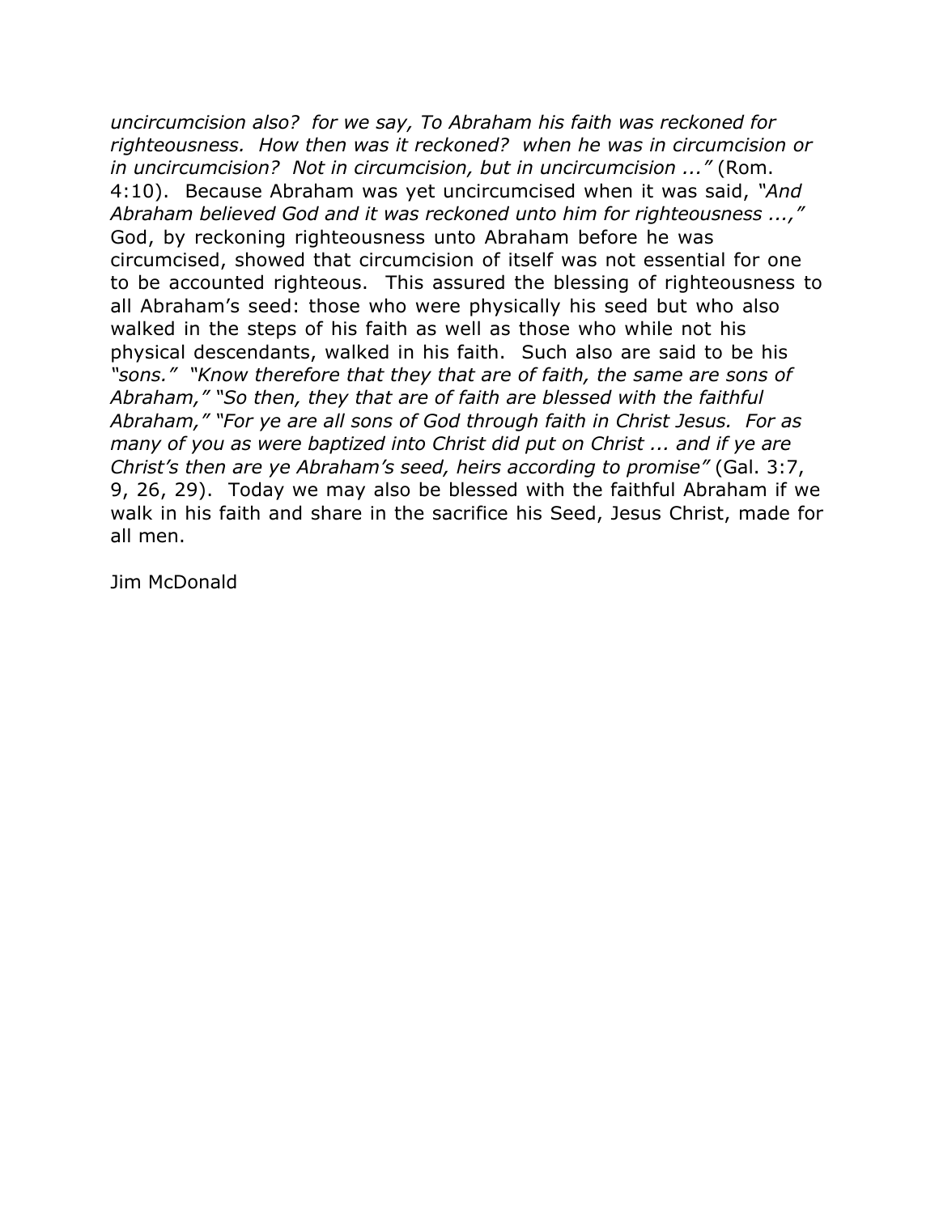*uncircumcision also? for we say, To Abraham his faith was reckoned for righteousness. How then was it reckoned? when he was in circumcision or in uncircumcision? Not in circumcision, but in uncircumcision ..."* (Rom. 4:10). Because Abraham was yet uncircumcised when it was said, *"And Abraham believed God and it was reckoned unto him for righteousness ...,"* God, by reckoning righteousness unto Abraham before he was circumcised, showed that circumcision of itself was not essential for one to be accounted righteous. This assured the blessing of righteousness to all Abraham's seed: those who were physically his seed but who also walked in the steps of his faith as well as those who while not his physical descendants, walked in his faith. Such also are said to be his *"sons." "Know therefore that they that are of faith, the same are sons of Abraham," "So then, they that are of faith are blessed with the faithful Abraham," "For ye are all sons of God through faith in Christ Jesus. For as many of you as were baptized into Christ did put on Christ ... and if ye are Christ's then are ye Abraham's seed, heirs according to promise"* (Gal. 3:7, 9, 26, 29). Today we may also be blessed with the faithful Abraham if we walk in his faith and share in the sacrifice his Seed, Jesus Christ, made for all men.

Jim McDonald